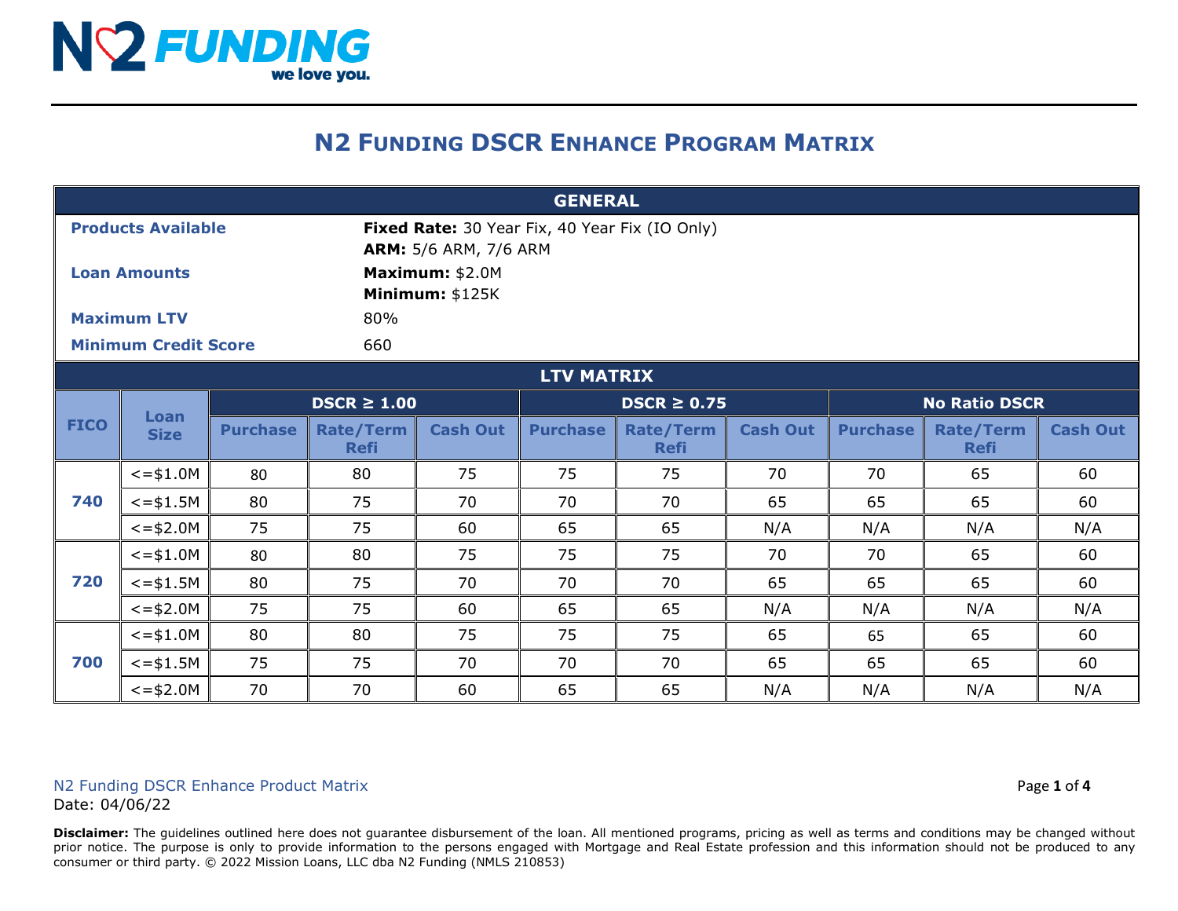N2 FUNDING
we love you.

# N2 Funding DSCR Enhance Program Matrix

| GENERAL | |
|---|---|
| **Products Available** | **Fixed Rate:** 30 Year Fix, 40 Year Fix (IO Only)<br>**ARM:** 5/6 ARM, 7/6 ARM |
| **Loan Amounts** | **Maximum:** $2.0M<br>**Minimum:** $125K |
| **Maximum LTV** | 80% |
| **Minimum Credit Score** | 660 |

**LTV MATRIX**

| FICO | Loan Size | DSCR ≥ 1.00 | | | DSCR ≥ 0.75 | | | No Ratio DSCR | | |
|---|---|---|---|---|---|---|---|---|---|---|
| | | Purchase | Rate/Term Refi | Cash Out | Purchase | Rate/Term Refi | Cash Out | Purchase | Rate/Term Refi | Cash Out |
| 740 | <=$1.0M | 80 | 80 | 75 | 75 | 75 | 70 | 70 | 65 | 60 |
| | <=$1.5M | 80 | 75 | 70 | 70 | 70 | 65 | 65 | 65 | 60 |
| | <=$2.0M | 75 | 75 | 60 | 65 | 65 | N/A | N/A | N/A | N/A |
| 720 | <=$1.0M | 80 | 80 | 75 | 75 | 75 | 70 | 70 | 65 | 60 |
| | <=$1.5M | 80 | 75 | 70 | 70 | 70 | 65 | 65 | 65 | 60 |
| | <=$2.0M | 75 | 75 | 60 | 65 | 65 | N/A | N/A | N/A | N/A |
| 700 | <=$1.0M | 80 | 80 | 75 | 75 | 75 | 65 | 65 | 65 | 60 |
| | <=$1.5M | 75 | 75 | 70 | 70 | 70 | 65 | 65 | 65 | 60 |
| | <=$2.0M | 70 | 70 | 60 | 65 | 65 | N/A | N/A | N/A | N/A |

N2 Funding DSCR Enhance Product Matrix
Date: 04/06/22

**Disclaimer:** The guidelines outlined here does not guarantee disbursement of the loan. All mentioned programs, pricing as well as terms and conditions may be changed without prior notice. The purpose is only to provide information to the persons engaged with Mortgage and Real Estate profession and this information should not be produced to any consumer or third party. © 2022 Mission Loans, LLC dba N2 Funding (NMLS 210853)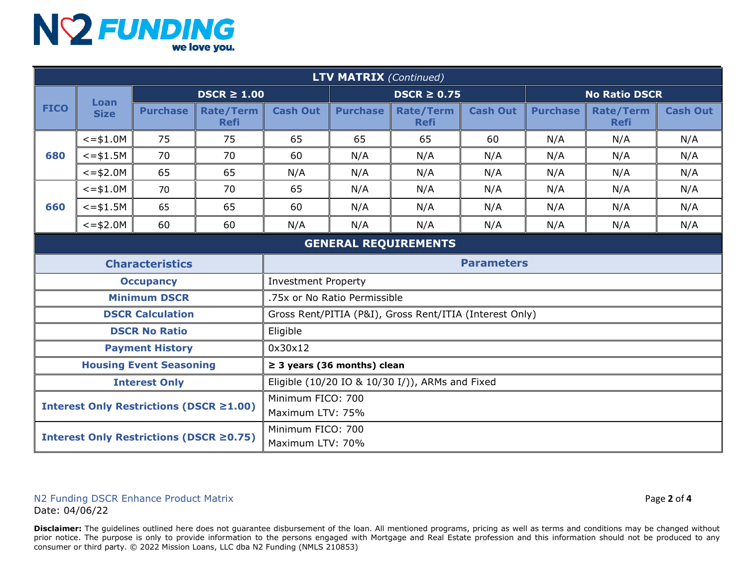N2 FUNDING we love you.

| LTV MATRIX *(Continued)* | | | | | | | | | | |
|---|---|---|---|---|---|---|---|---|---|---|
| **FICO** | **Loan Size** | **DSCR ≥ 1.00** | | | **DSCR ≥ 0.75** | | | **No Ratio DSCR** | | |
| | | **Purchase** | **Rate/Term Refi** | **Cash Out** | **Purchase** | **Rate/Term Refi** | **Cash Out** | **Purchase** | **Rate/Term Refi** | **Cash Out** |
| **680** | <=$1.0M | 75 | 75 | 65 | 65 | 65 | 60 | N/A | N/A | N/A |
| | <=$1.5M | 70 | 70 | 60 | N/A | N/A | N/A | N/A | N/A | N/A |
| | <=$2.0M | 65 | 65 | N/A | N/A | N/A | N/A | N/A | N/A | N/A |
| **660** | <=$1.0M | 70 | 70 | 65 | N/A | N/A | N/A | N/A | N/A | N/A |
| | <=$1.5M | 65 | 65 | 60 | N/A | N/A | N/A | N/A | N/A | N/A |
| | <=$2.0M | 60 | 60 | N/A | N/A | N/A | N/A | N/A | N/A | N/A |

## GENERAL REQUIREMENTS

| **Characteristics** | **Parameters** |
|---|---|
| **Occupancy** | Investment Property |
| **Minimum DSCR** | .75x or No Ratio Permissible |
| **DSCR Calculation** | Gross Rent/PITIA (P&I), Gross Rent/ITIA (Interest Only) |
| **DSCR No Ratio** | Eligible |
| **Payment History** | 0x30x12 |
| **Housing Event Seasoning** | **≥ 3 years (36 months) clean** |
| **Interest Only** | Eligible (10/20 IO & 10/30 I/)), ARMs and Fixed |
| **Interest Only Restrictions (DSCR ≥1.00)** | Minimum FICO: 700<br>Maximum LTV: 75% |
| **Interest Only Restrictions (DSCR ≥0.75)** | Minimum FICO: 700<br>Maximum LTV: 70% |

N2 Funding DSCR Enhance Product Matrix
Date: 04/06/22

**Disclaimer:** The guidelines outlined here does not guarantee disbursement of the loan. All mentioned programs, pricing as well as terms and conditions may be changed without prior notice. The purpose is only to provide information to the persons engaged with Mortgage and Real Estate profession and this information should not be produced to any consumer or third party. © 2022 Mission Loans, LLC dba N2 Funding (NMLS 210853)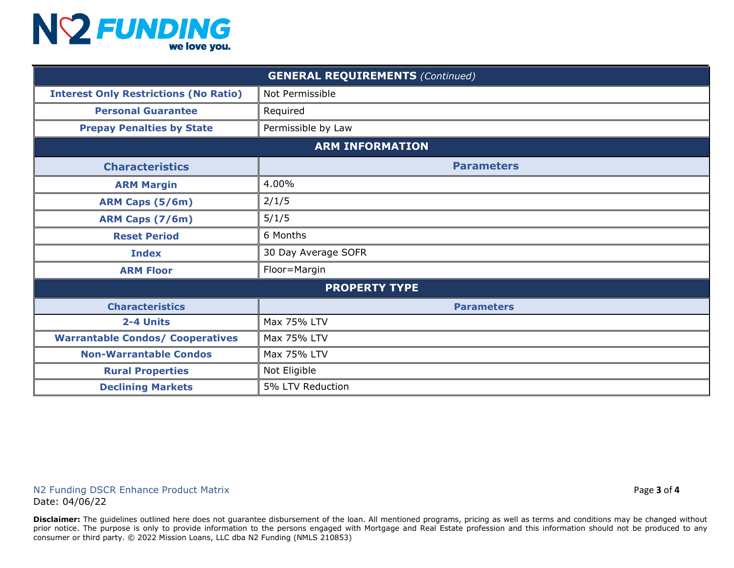| GENERAL REQUIREMENTS *(Continued)* | |
|---|---|
| **Interest Only Restrictions (No Ratio)** | Not Permissible |
| **Personal Guarantee** | Required |
| **Prepay Penalties by State** | Permissible by Law |

| ARM INFORMATION | |
|---|---|
| **Characteristics** | **Parameters** |
| **ARM Margin** | 4.00% |
| **ARM Caps (5/6m)** | 2/1/5 |
| **ARM Caps (7/6m)** | 5/1/5 |
| **Reset Period** | 6 Months |
| **Index** | 30 Day Average SOFR |
| **ARM Floor** | Floor=Margin |

| PROPERTY TYPE | |
|---|---|
| **Characteristics** | **Parameters** |
| **2-4 Units** | Max 75% LTV |
| **Warrantable Condos/ Cooperatives** | Max 75% LTV |
| **Non-Warrantable Condos** | Max 75% LTV |
| **Rural Properties** | Not Eligible |
| **Declining Markets** | 5% LTV Reduction |

N2 Funding DSCR Enhance Product Matrix
Date: 04/06/22

**Disclaimer:** The guidelines outlined here does not guarantee disbursement of the loan. All mentioned programs, pricing as well as terms and conditions may be changed without prior notice. The purpose is only to provide information to the persons engaged with Mortgage and Real Estate profession and this information should not be produced to any consumer or third party. © 2022 Mission Loans, LLC dba N2 Funding (NMLS 210853)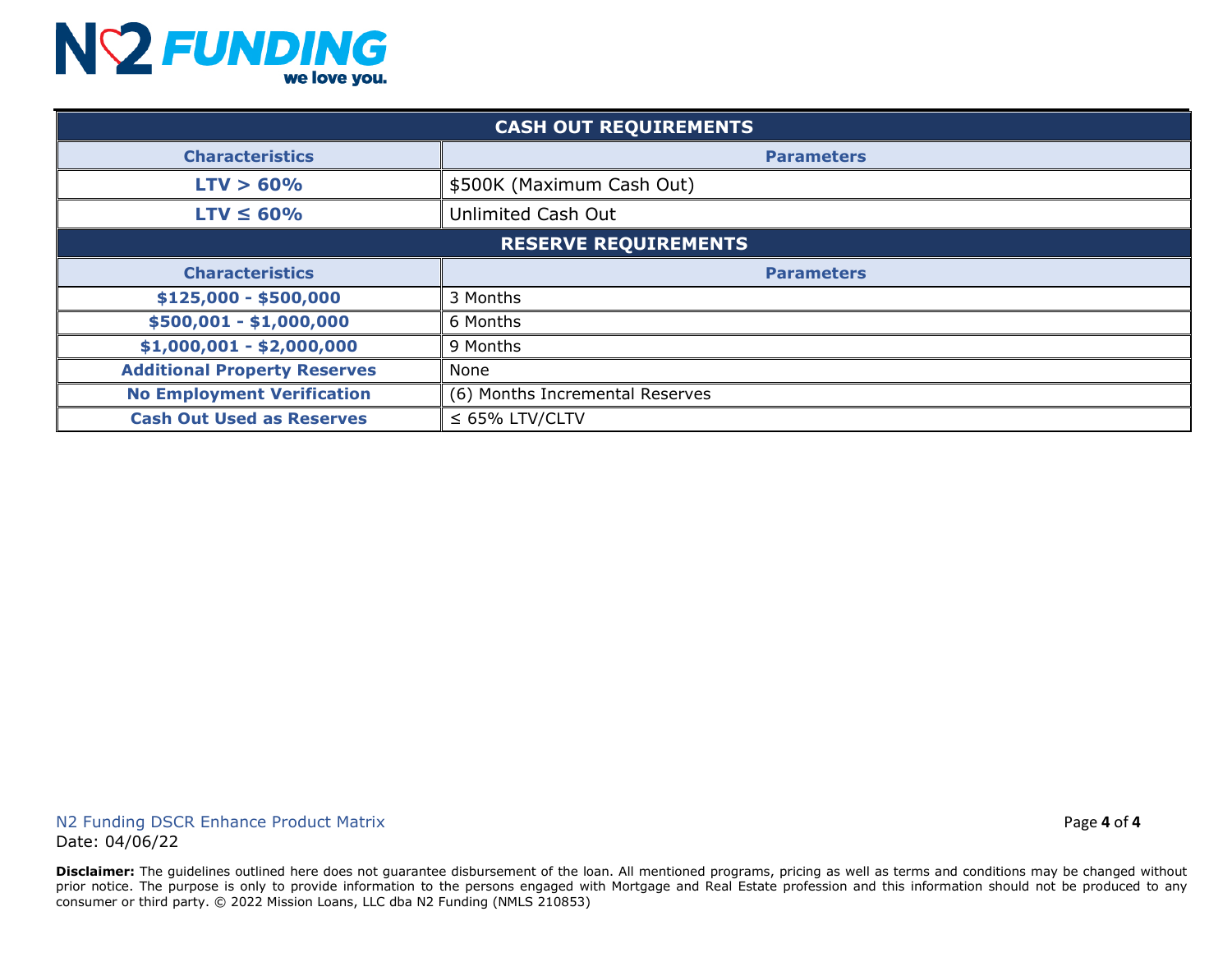| CASH OUT REQUIREMENTS | |
|---|---|
| **Characteristics** | **Parameters** |
| **LTV > 60%** | $500K (Maximum Cash Out) |
| **LTV ≤ 60%** | Unlimited Cash Out |

| RESERVE REQUIREMENTS | |
|---|---|
| **Characteristics** | **Parameters** |
| **$125,000 - $500,000** | 3 Months |
| **$500,001 - $1,000,000** | 6 Months |
| **$1,000,001 - $2,000,000** | 9 Months |
| **Additional Property Reserves** | None |
| **No Employment Verification** | (6) Months Incremental Reserves |
| **Cash Out Used as Reserves** | ≤ 65% LTV/CLTV |

N2 Funding DSCR Enhance Product Matrix
Date: 04/06/22

**Disclaimer:** The guidelines outlined here does not guarantee disbursement of the loan. All mentioned programs, pricing as well as terms and conditions may be changed without prior notice. The purpose is only to provide information to the persons engaged with Mortgage and Real Estate profession and this information should not be produced to any consumer or third party. © 2022 Mission Loans, LLC dba N2 Funding (NMLS 210853)